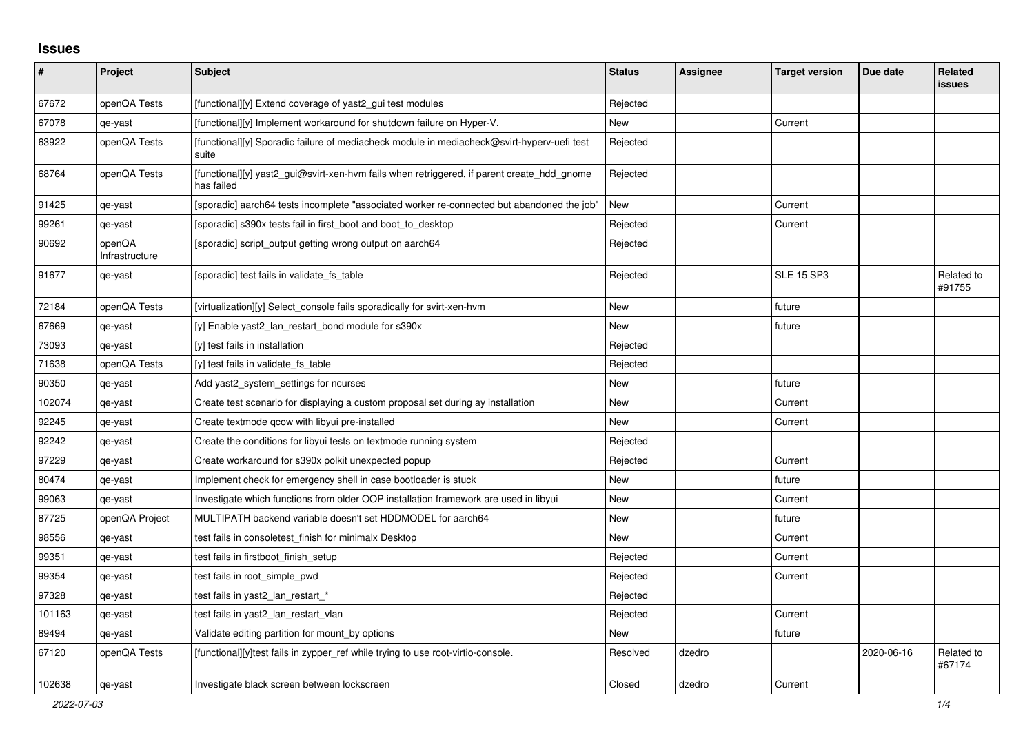# Issues

| # | Project | Subject | Status | Assignee | Target version | Due date | Related issues |
|---|---|---|---|---|---|---|---|
| 67672 | openQA Tests | [functional][y] Extend coverage of yast2_gui test modules | Rejected | | | | |
| 67078 | qe-yast | [functional][y] Implement workaround for shutdown failure on Hyper-V. | New | | Current | | |
| 63922 | openQA Tests | [functional][y] Sporadic failure of mediacheck module in mediacheck@svirt-hyperv-uefi test suite | Rejected | | | | |
| 68764 | openQA Tests | [functional][y] yast2_gui@svirt-xen-hvm fails when retriggered, if parent create_hdd_gnome has failed | Rejected | | | | |
| 91425 | qe-yast | [sporadic] aarch64 tests incomplete "associated worker re-connected but abandoned the job" | New | | Current | | |
| 99261 | qe-yast | [sporadic] s390x tests fail in first_boot and boot_to_desktop | Rejected | | Current | | |
| 90692 | openQA Infrastructure | [sporadic] script_output getting wrong output on aarch64 | Rejected | | | | |
| 91677 | qe-yast | [sporadic] test fails in validate_fs_table | Rejected | | SLE 15 SP3 | | Related to #91755 |
| 72184 | openQA Tests | [virtualization][y] Select_console fails sporadically for svirt-xen-hvm | New | | future | | |
| 67669 | qe-yast | [y] Enable yast2_lan_restart_bond module for s390x | New | | future | | |
| 73093 | qe-yast | [y] test fails in installation | Rejected | | | | |
| 71638 | openQA Tests | [y] test fails in validate_fs_table | Rejected | | | | |
| 90350 | qe-yast | Add yast2_system_settings for ncurses | New | | future | | |
| 102074 | qe-yast | Create test scenario for displaying a custom proposal set during ay installation | New | | Current | | |
| 92245 | qe-yast | Create textmode qcow with libyui pre-installed | New | | Current | | |
| 92242 | qe-yast | Create the conditions for libyui tests on textmode running system | Rejected | | | | |
| 97229 | qe-yast | Create workaround for s390x polkit unexpected popup | Rejected | | Current | | |
| 80474 | qe-yast | Implement check for emergency shell in case bootloader is stuck | New | | future | | |
| 99063 | qe-yast | Investigate which functions from older OOP installation framework are used in libyui | New | | Current | | |
| 87725 | openQA Project | MULTIPATH backend variable doesn't set HDDMODEL for aarch64 | New | | future | | |
| 98556 | qe-yast | test fails in consoletest_finish for minimalx Desktop | New | | Current | | |
| 99351 | qe-yast | test fails in firstboot_finish_setup | Rejected | | Current | | |
| 99354 | qe-yast | test fails in root_simple_pwd | Rejected | | Current | | |
| 97328 | qe-yast | test fails in yast2_lan_restart_* | Rejected | | | | |
| 101163 | qe-yast | test fails in yast2_lan_restart_vlan | Rejected | | Current | | |
| 89494 | qe-yast | Validate editing partition for mount_by options | New | | future | | |
| 67120 | openQA Tests | [functional][y]test fails in zypper_ref while trying to use root-virtio-console. | Resolved | dzedro | | 2020-06-16 | Related to #67174 |
| 102638 | qe-yast | Investigate black screen between lockscreen | Closed | dzedro | Current | | |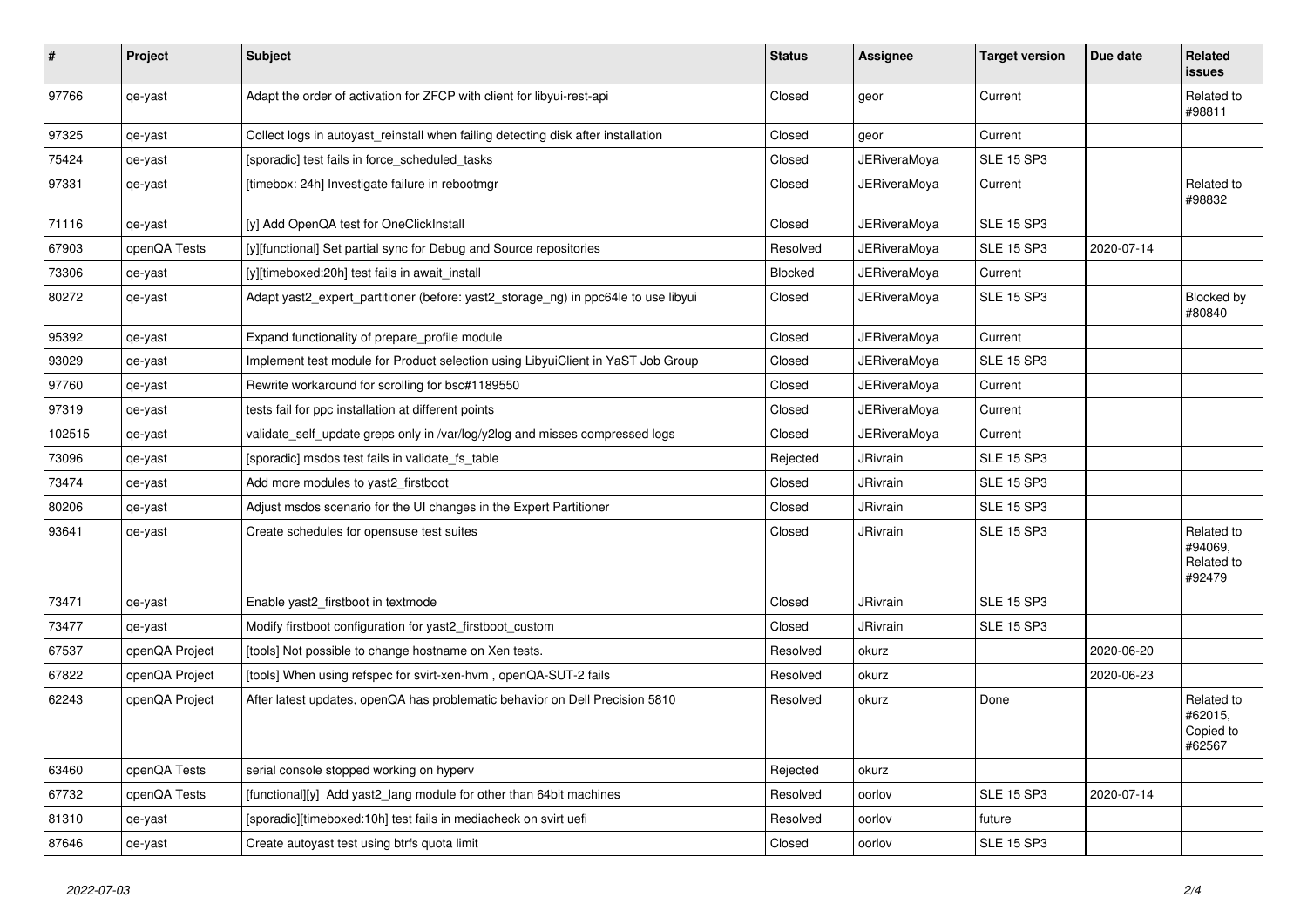| # | Project | Subject | Status | Assignee | Target version | Due date | Related issues |
|---|---|---|---|---|---|---|---|
| 97766 | qe-yast | Adapt the order of activation for ZFCP with client for libyui-rest-api | Closed | geor | Current | | Related to #98811 |
| 97325 | qe-yast | Collect logs in autoyast_reinstall when failing detecting disk after installation | Closed | geor | Current | | |
| 75424 | qe-yast | [sporadic] test fails in force_scheduled_tasks | Closed | JERiveraMoya | SLE 15 SP3 | | |
| 97331 | qe-yast | [timebox: 24h] Investigate failure in rebootmgr | Closed | JERiveraMoya | Current | | Related to #98832 |
| 71116 | qe-yast | [y] Add OpenQA test for OneClickInstall | Closed | JERiveraMoya | SLE 15 SP3 | | |
| 67903 | openQA Tests | [y][functional] Set partial sync for Debug and Source repositories | Resolved | JERiveraMoya | SLE 15 SP3 | 2020-07-14 | |
| 73306 | qe-yast | [y][timeboxed:20h] test fails in await_install | Blocked | JERiveraMoya | Current | | |
| 80272 | qe-yast | Adapt yast2_expert_partitioner (before: yast2_storage_ng) in ppc64le to use libyui | Closed | JERiveraMoya | SLE 15 SP3 | | Blocked by #80840 |
| 95392 | qe-yast | Expand functionality of prepare_profile module | Closed | JERiveraMoya | Current | | |
| 93029 | qe-yast | Implement test module for Product selection using LibyuiClient in YaST Job Group | Closed | JERiveraMoya | SLE 15 SP3 | | |
| 97760 | qe-yast | Rewrite workaround for scrolling for bsc#1189550 | Closed | JERiveraMoya | Current | | |
| 97319 | qe-yast | tests fail for ppc installation at different points | Closed | JERiveraMoya | Current | | |
| 102515 | qe-yast | validate_self_update greps only in /var/log/y2log and misses compressed logs | Closed | JERiveraMoya | Current | | |
| 73096 | qe-yast | [sporadic] msdos test fails in validate_fs_table | Rejected | JRivrain | SLE 15 SP3 | | |
| 73474 | qe-yast | Add more modules to yast2_firstboot | Closed | JRivrain | SLE 15 SP3 | | |
| 80206 | qe-yast | Adjust msdos scenario for the UI changes in the Expert Partitioner | Closed | JRivrain | SLE 15 SP3 | | |
| 93641 | qe-yast | Create schedules for opensuse test suites | Closed | JRivrain | SLE 15 SP3 | | Related to #94069, Related to #92479 |
| 73471 | qe-yast | Enable yast2_firstboot in textmode | Closed | JRivrain | SLE 15 SP3 | | |
| 73477 | qe-yast | Modify firstboot configuration for yast2_firstboot_custom | Closed | JRivrain | SLE 15 SP3 | | |
| 67537 | openQA Project | [tools] Not possible to change hostname on Xen tests. | Resolved | okurz | | 2020-06-20 | |
| 67822 | openQA Project | [tools] When using refspec for svirt-xen-hvm , openQA-SUT-2 fails | Resolved | okurz | | 2020-06-23 | |
| 62243 | openQA Project | After latest updates, openQA has problematic behavior on Dell Precision 5810 | Resolved | okurz | Done | | Related to #62015, Copied to #62567 |
| 63460 | openQA Tests | serial console stopped working on hyperv | Rejected | okurz | | | |
| 67732 | openQA Tests | [functional][y] Add yast2_lang module for other than 64bit machines | Resolved | oorlov | SLE 15 SP3 | 2020-07-14 | |
| 81310 | qe-yast | [sporadic][timeboxed:10h] test fails in mediacheck on svirt uefi | Resolved | oorlov | future | | |
| 87646 | qe-yast | Create autoyast test using btrfs quota limit | Closed | oorlov | SLE 15 SP3 | | |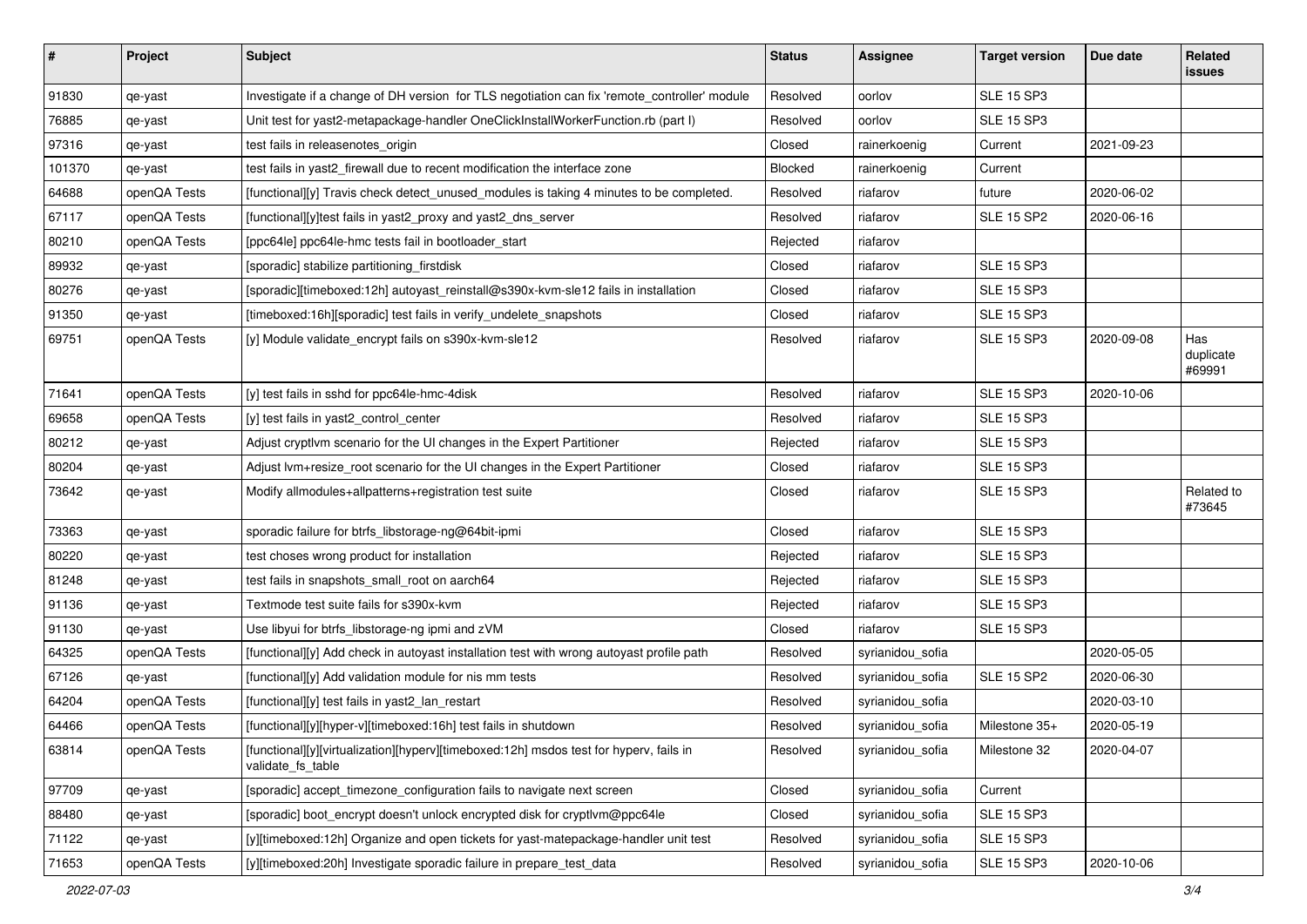| # | Project | Subject | Status | Assignee | Target version | Due date | Related issues |
|---|---|---|---|---|---|---|---|
| 91830 | qe-yast | Investigate if a change of DH version for TLS negotiation can fix 'remote_controller' module | Resolved | oorlov | SLE 15 SP3 | | |
| 76885 | qe-yast | Unit test for yast2-metapackage-handler OneClickInstallWorkerFunction.rb (part I) | Resolved | oorlov | SLE 15 SP3 | | |
| 97316 | qe-yast | test fails in releasenotes_origin | Closed | rainerkoenig | Current | 2021-09-23 | |
| 101370 | qe-yast | test fails in yast2_firewall due to recent modification the interface zone | Blocked | rainerkoenig | Current | | |
| 64688 | openQA Tests | [functional][y] Travis check detect_unused_modules is taking 4 minutes to be completed. | Resolved | riafarov | future | 2020-06-02 | |
| 67117 | openQA Tests | [functional][y]test fails in yast2_proxy and yast2_dns_server | Resolved | riafarov | SLE 15 SP2 | 2020-06-16 | |
| 80210 | openQA Tests | [ppc64le] ppc64le-hmc tests fail in bootloader_start | Rejected | riafarov | | | |
| 89932 | qe-yast | [sporadic] stabilize partitioning_firstdisk | Closed | riafarov | SLE 15 SP3 | | |
| 80276 | qe-yast | [sporadic][timeboxed:12h] autoyast_reinstall@s390x-kvm-sle12 fails in installation | Closed | riafarov | SLE 15 SP3 | | |
| 91350 | qe-yast | [timeboxed:16h][sporadic] test fails in verify_undelete_snapshots | Closed | riafarov | SLE 15 SP3 | | |
| 69751 | openQA Tests | [y] Module validate_encrypt fails on s390x-kvm-sle12 | Resolved | riafarov | SLE 15 SP3 | 2020-09-08 | Has duplicate #69991 |
| 71641 | openQA Tests | [y] test fails in sshd for ppc64le-hmc-4disk | Resolved | riafarov | SLE 15 SP3 | 2020-10-06 | |
| 69658 | openQA Tests | [y] test fails in yast2_control_center | Resolved | riafarov | SLE 15 SP3 | | |
| 80212 | qe-yast | Adjust cryptlvm scenario for the UI changes in the Expert Partitioner | Rejected | riafarov | SLE 15 SP3 | | |
| 80204 | qe-yast | Adjust lvm+resize_root scenario for the UI changes in the Expert Partitioner | Closed | riafarov | SLE 15 SP3 | | |
| 73642 | qe-yast | Modify allmodules+allpatterns+registration test suite | Closed | riafarov | SLE 15 SP3 | | Related to #73645 |
| 73363 | qe-yast | sporadic failure for btrfs_libstorage-ng@64bit-ipmi | Closed | riafarov | SLE 15 SP3 | | |
| 80220 | qe-yast | test choses wrong product for installation | Rejected | riafarov | SLE 15 SP3 | | |
| 81248 | qe-yast | test fails in snapshots_small_root on aarch64 | Rejected | riafarov | SLE 15 SP3 | | |
| 91136 | qe-yast | Textmode test suite fails for s390x-kvm | Rejected | riafarov | SLE 15 SP3 | | |
| 91130 | qe-yast | Use libyui for btrfs_libstorage-ng ipmi and zVM | Closed | riafarov | SLE 15 SP3 | | |
| 64325 | openQA Tests | [functional][y] Add check in autoyast installation test with wrong autoyast profile path | Resolved | syrianidou_sofia | | 2020-05-05 | |
| 67126 | qe-yast | [functional][y] Add validation module for nis mm tests | Resolved | syrianidou_sofia | SLE 15 SP2 | 2020-06-30 | |
| 64204 | openQA Tests | [functional][y] test fails in yast2_lan_restart | Resolved | syrianidou_sofia | | 2020-03-10 | |
| 64466 | openQA Tests | [functional][y][hyper-v][timeboxed:16h] test fails in shutdown | Resolved | syrianidou_sofia | Milestone 35+ | 2020-05-19 | |
| 63814 | openQA Tests | [functional][y][virtualization][hyperv][timeboxed:12h] msdos test for hyperv, fails in validate_fs_table | Resolved | syrianidou_sofia | Milestone 32 | 2020-04-07 | |
| 97709 | qe-yast | [sporadic] accept_timezone_configuration fails to navigate next screen | Closed | syrianidou_sofia | Current | | |
| 88480 | qe-yast | [sporadic] boot_encrypt doesn't unlock encrypted disk for cryptlvm@ppc64le | Closed | syrianidou_sofia | SLE 15 SP3 | | |
| 71122 | qe-yast | [y][timeboxed:12h] Organize and open tickets for yast-matepackage-handler unit test | Resolved | syrianidou_sofia | SLE 15 SP3 | | |
| 71653 | openQA Tests | [y][timeboxed:20h] Investigate sporadic failure in prepare_test_data | Resolved | syrianidou_sofia | SLE 15 SP3 | 2020-10-06 | |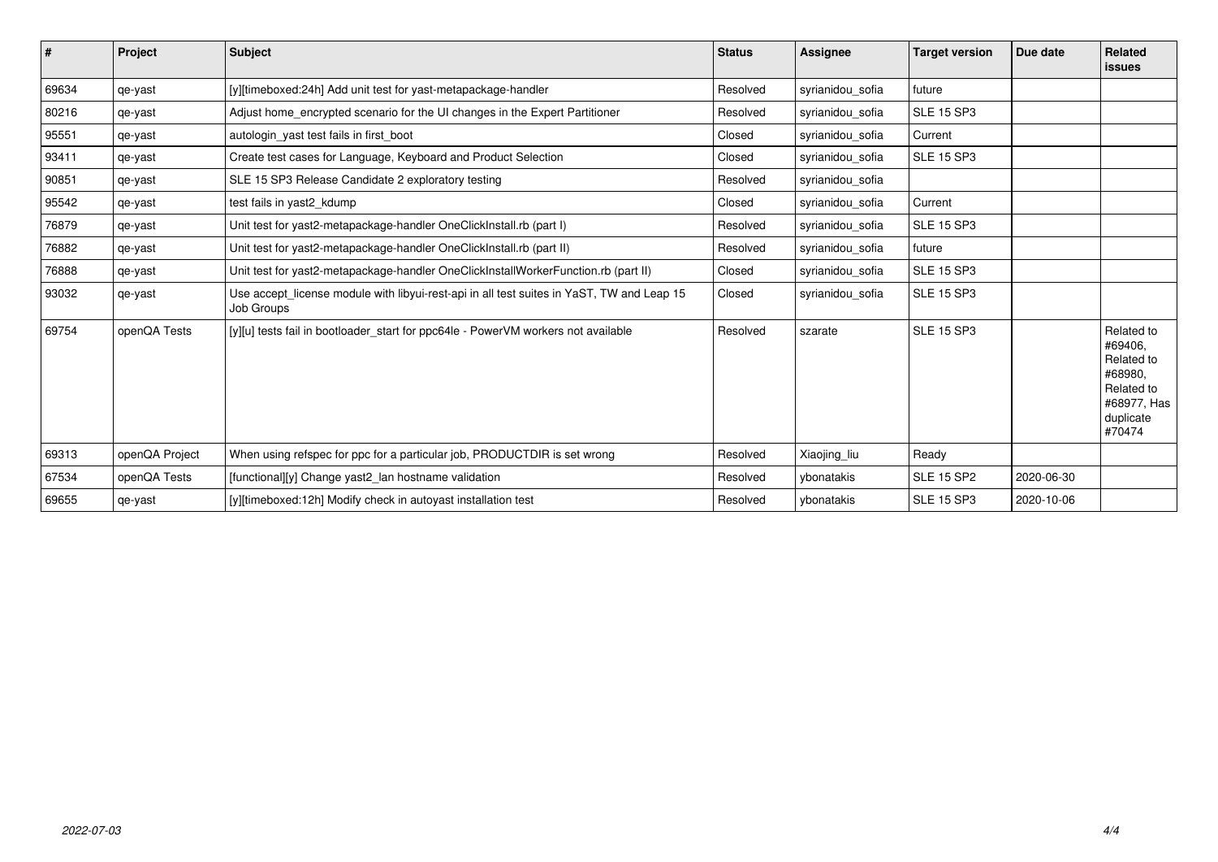| # | Project | Subject | Status | Assignee | Target version | Due date | Related issues |
|---|---|---|---|---|---|---|---|
| 69634 | qe-yast | [y][timeboxed:24h] Add unit test for yast-metapackage-handler | Resolved | syrianidou_sofia | future | | |
| 80216 | qe-yast | Adjust home_encrypted scenario for the UI changes in the Expert Partitioner | Resolved | syrianidou_sofia | SLE 15 SP3 | | |
| 95551 | qe-yast | autologin_yast test fails in first_boot | Closed | syrianidou_sofia | Current | | |
| 93411 | qe-yast | Create test cases for Language, Keyboard and Product Selection | Closed | syrianidou_sofia | SLE 15 SP3 | | |
| 90851 | qe-yast | SLE 15 SP3 Release Candidate 2 exploratory testing | Resolved | syrianidou_sofia | | | |
| 95542 | qe-yast | test fails in yast2_kdump | Closed | syrianidou_sofia | Current | | |
| 76879 | qe-yast | Unit test for yast2-metapackage-handler OneClickInstall.rb (part I) | Resolved | syrianidou_sofia | SLE 15 SP3 | | |
| 76882 | qe-yast | Unit test for yast2-metapackage-handler OneClickInstall.rb (part II) | Resolved | syrianidou_sofia | future | | |
| 76888 | qe-yast | Unit test for yast2-metapackage-handler OneClickInstallWorkerFunction.rb (part II) | Closed | syrianidou_sofia | SLE 15 SP3 | | |
| 93032 | qe-yast | Use accept_license module with libyui-rest-api in all test suites in YaST, TW and Leap 15 Job Groups | Closed | syrianidou_sofia | SLE 15 SP3 | | |
| 69754 | openQA Tests | [y][u] tests fail in bootloader_start for ppc64le - PowerVM workers not available | Resolved | szarate | SLE 15 SP3 | | Related to #69406, Related to #68980, Related to #68977, Has duplicate #70474 |
| 69313 | openQA Project | When using refspec for ppc for a particular job, PRODUCTDIR is set wrong | Resolved | Xiaojing_liu | Ready | | |
| 67534 | openQA Tests | [functional][y] Change yast2_lan hostname validation | Resolved | ybonatakis | SLE 15 SP2 | 2020-06-30 | |
| 69655 | qe-yast | [y][timeboxed:12h] Modify check in autoyast installation test | Resolved | ybonatakis | SLE 15 SP3 | 2020-10-06 | |